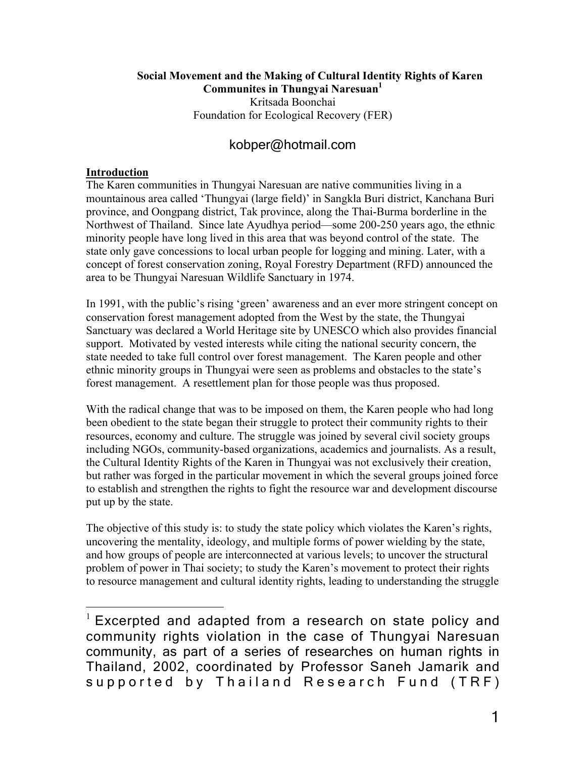# Social Movement and the Making of Cultural Identity Rights of Karen Communites in Thungyai Naresuan[1]

Kritsada Boonchai
Foundation for Ecological Recovery (FER)

kobper@hotmail.com

## Introduction

The Karen communities in Thungyai Naresuan are native communities living in a mountainous area called 'Thungyai (large field)' in Sangkla Buri district, Kanchana Buri province, and Oongpang district, Tak province, along the Thai-Burma borderline in the Northwest of Thailand. Since late Ayudhya period—some 200-250 years ago, the ethnic minority people have long lived in this area that was beyond control of the state. The state only gave concessions to local urban people for logging and mining. Later, with a concept of forest conservation zoning, Royal Forestry Department (RFD) announced the area to be Thungyai Naresuan Wildlife Sanctuary in 1974.

In 1991, with the public's rising 'green' awareness and an ever more stringent concept on conservation forest management adopted from the West by the state, the Thungyai Sanctuary was declared a World Heritage site by UNESCO which also provides financial support. Motivated by vested interests while citing the national security concern, the state needed to take full control over forest management. The Karen people and other ethnic minority groups in Thungyai were seen as problems and obstacles to the state's forest management. A resettlement plan for those people was thus proposed.

With the radical change that was to be imposed on them, the Karen people who had long been obedient to the state began their struggle to protect their community rights to their resources, economy and culture. The struggle was joined by several civil society groups including NGOs, community-based organizations, academics and journalists. As a result, the Cultural Identity Rights of the Karen in Thungyai was not exclusively their creation, but rather was forged in the particular movement in which the several groups joined force to establish and strengthen the rights to fight the resource war and development discourse put up by the state.

The objective of this study is: to study the state policy which violates the Karen's rights, uncovering the mentality, ideology, and multiple forms of power wielding by the state, and how groups of people are interconnected at various levels; to uncover the structural problem of power in Thai society; to study the Karen's movement to protect their rights to resource management and cultural identity rights, leading to understanding the struggle

---

[1] Excerpted and adapted from a research on state policy and community rights violation in the case of Thungyai Naresuan community, as part of a series of researches on human rights in Thailand, 2002, coordinated by Professor Saneh Jamarik and supported by Thailand Research Fund (TRF)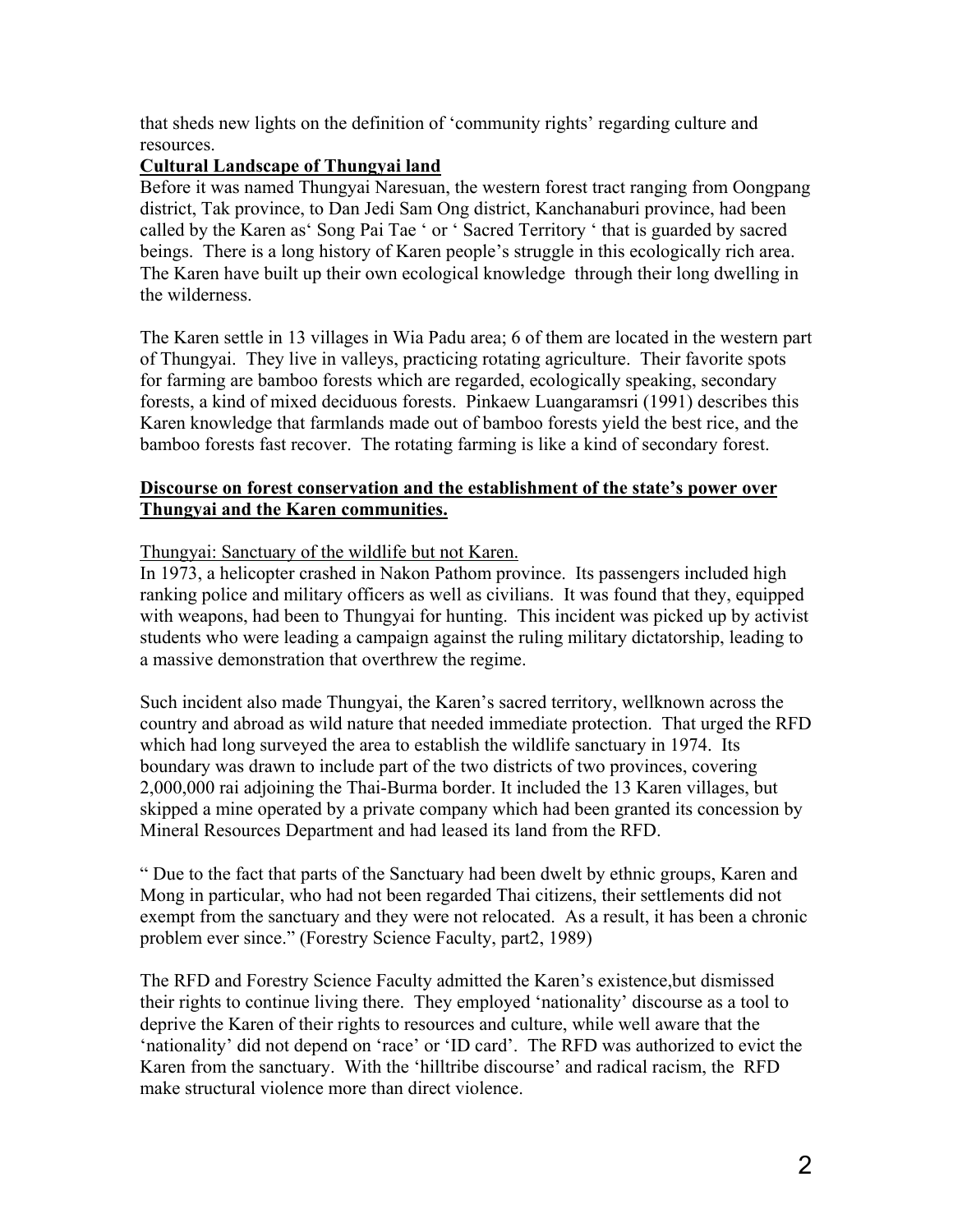that sheds new lights on the definition of 'community rights' regarding culture and resources.

**Cultural Landscape of Thungyai land**

Before it was named Thungyai Naresuan, the western forest tract ranging from Oongpang district, Tak province, to Dan Jedi Sam Ong district, Kanchanaburi province, had been called by the Karen as' Song Pai Tae ' or ' Sacred Territory ' that is guarded by sacred beings. There is a long history of Karen people's struggle in this ecologically rich area. The Karen have built up their own ecological knowledge through their long dwelling in the wilderness.

The Karen settle in 13 villages in Wia Padu area; 6 of them are located in the western part of Thungyai. They live in valleys, practicing rotating agriculture. Their favorite spots for farming are bamboo forests which are regarded, ecologically speaking, secondary forests, a kind of mixed deciduous forests. Pinkaew Luangaramsri (1991) describes this Karen knowledge that farmlands made out of bamboo forests yield the best rice, and the bamboo forests fast recover. The rotating farming is like a kind of secondary forest.

**Discourse on forest conservation and the establishment of the state's power over Thungyai and the Karen communities.**

Thungyai: Sanctuary of the wildlife but not Karen.

In 1973, a helicopter crashed in Nakon Pathom province. Its passengers included high ranking police and military officers as well as civilians. It was found that they, equipped with weapons, had been to Thungyai for hunting. This incident was picked up by activist students who were leading a campaign against the ruling military dictatorship, leading to a massive demonstration that overthrew the regime.

Such incident also made Thungyai, the Karen's sacred territory, wellknown across the country and abroad as wild nature that needed immediate protection. That urged the RFD which had long surveyed the area to establish the wildlife sanctuary in 1974. Its boundary was drawn to include part of the two districts of two provinces, covering 2,000,000 rai adjoining the Thai-Burma border. It included the 13 Karen villages, but skipped a mine operated by a private company which had been granted its concession by Mineral Resources Department and had leased its land from the RFD.

" Due to the fact that parts of the Sanctuary had been dwelt by ethnic groups, Karen and Mong in particular, who had not been regarded Thai citizens, their settlements did not exempt from the sanctuary and they were not relocated. As a result, it has been a chronic problem ever since." (Forestry Science Faculty, part2, 1989)

The RFD and Forestry Science Faculty admitted the Karen's existence,but dismissed their rights to continue living there. They employed 'nationality' discourse as a tool to deprive the Karen of their rights to resources and culture, while well aware that the 'nationality' did not depend on 'race' or 'ID card'. The RFD was authorized to evict the Karen from the sanctuary. With the 'hilltribe discourse' and radical racism, the RFD make structural violence more than direct violence.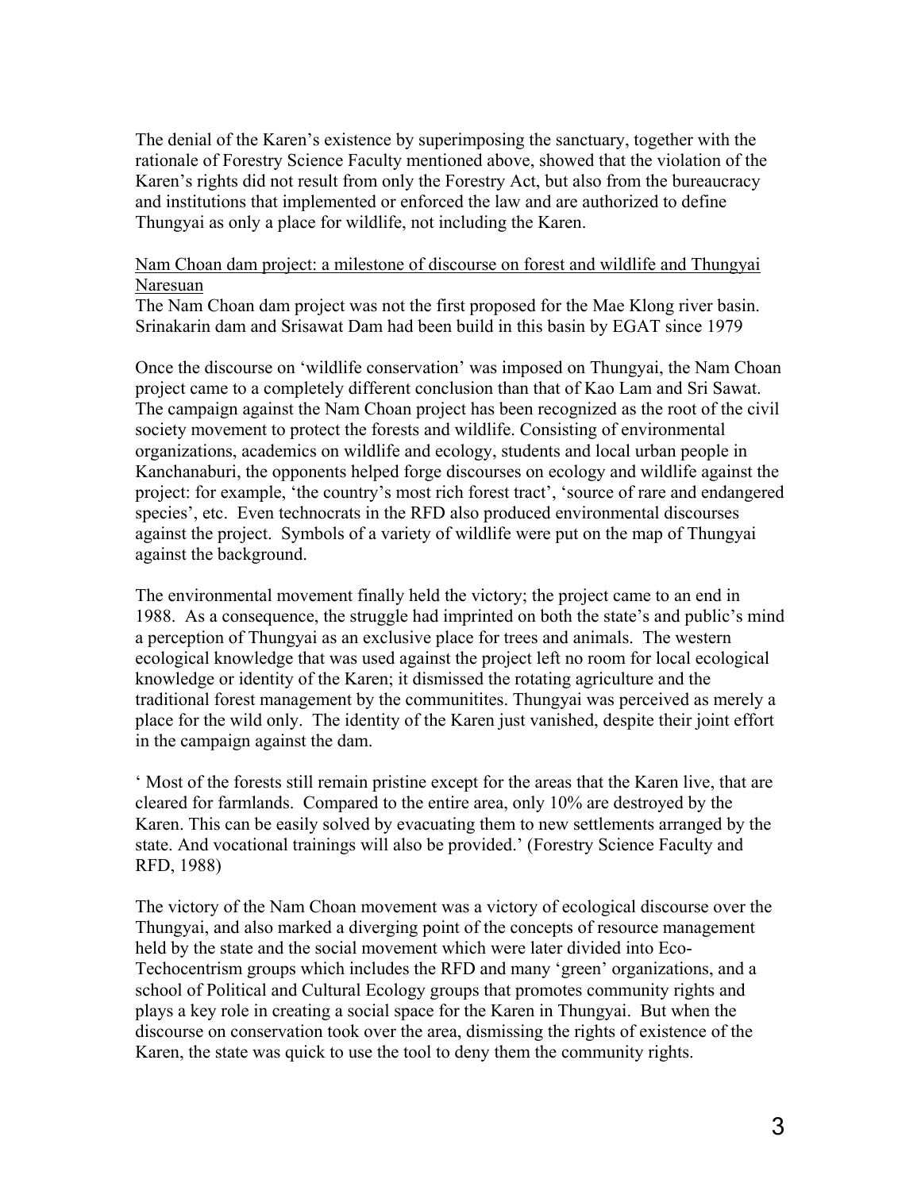The denial of the Karen's existence by superimposing the sanctuary, together with the rationale of Forestry Science Faculty mentioned above, showed that the violation of the Karen's rights did not result from only the Forestry Act, but also from the bureaucracy and institutions that implemented or enforced the law and are authorized to define Thungyai as only a place for wildlife, not including the Karen.

<u>Nam Choan dam project: a milestone of discourse on forest and wildlife and Thungyai Naresuan</u>

The Nam Choan dam project was not the first proposed for the Mae Klong river basin. Srinakarin dam and Srisawat Dam had been build in this basin by EGAT since 1979

Once the discourse on 'wildlife conservation' was imposed on Thungyai, the Nam Choan project came to a completely different conclusion than that of Kao Lam and Sri Sawat. The campaign against the Nam Choan project has been recognized as the root of the civil society movement to protect the forests and wildlife. Consisting of environmental organizations, academics on wildlife and ecology, students and local urban people in Kanchanaburi, the opponents helped forge discourses on ecology and wildlife against the project: for example, 'the country's most rich forest tract', 'source of rare and endangered species', etc. Even technocrats in the RFD also produced environmental discourses against the project. Symbols of a variety of wildlife were put on the map of Thungyai against the background.

The environmental movement finally held the victory; the project came to an end in 1988. As a consequence, the struggle had imprinted on both the state's and public's mind a perception of Thungyai as an exclusive place for trees and animals. The western ecological knowledge that was used against the project left no room for local ecological knowledge or identity of the Karen; it dismissed the rotating agriculture and the traditional forest management by the communitites. Thungyai was perceived as merely a place for the wild only. The identity of the Karen just vanished, despite their joint effort in the campaign against the dam.

' Most of the forests still remain pristine except for the areas that the Karen live, that are cleared for farmlands. Compared to the entire area, only 10% are destroyed by the Karen. This can be easily solved by evacuating them to new settlements arranged by the state. And vocational trainings will also be provided.' (Forestry Science Faculty and RFD, 1988)

The victory of the Nam Choan movement was a victory of ecological discourse over the Thungyai, and also marked a diverging point of the concepts of resource management held by the state and the social movement which were later divided into Eco-Techocentrism groups which includes the RFD and many 'green' organizations, and a school of Political and Cultural Ecology groups that promotes community rights and plays a key role in creating a social space for the Karen in Thungyai. But when the discourse on conservation took over the area, dismissing the rights of existence of the Karen, the state was quick to use the tool to deny them the community rights.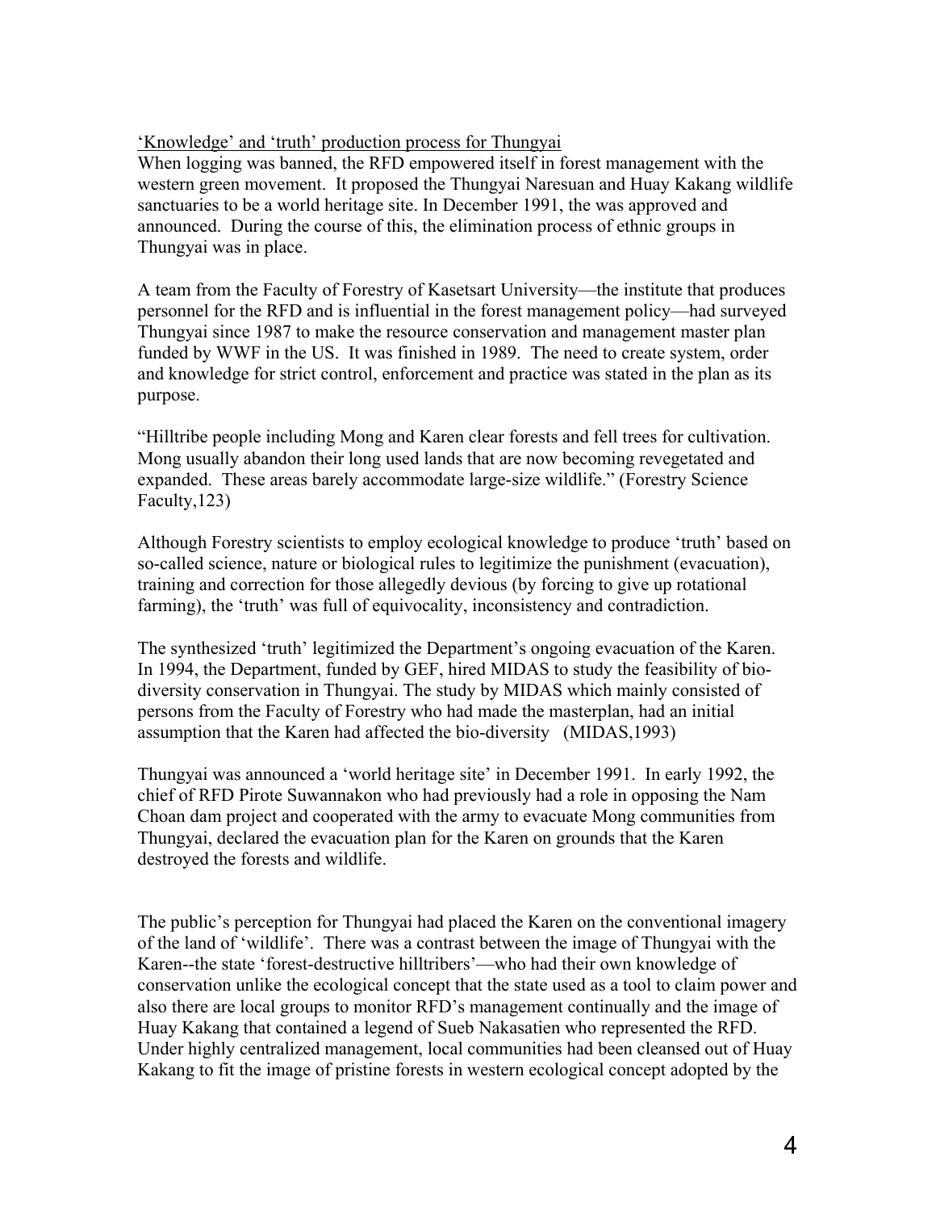'Knowledge' and 'truth' production process for Thungyai

When logging was banned, the RFD empowered itself in forest management with the western green movement. It proposed the Thungyai Naresuan and Huay Kakang wildlife sanctuaries to be a world heritage site. In December 1991, the was approved and announced. During the course of this, the elimination process of ethnic groups in Thungyai was in place.

A team from the Faculty of Forestry of Kasetsart University—the institute that produces personnel for the RFD and is influential in the forest management policy—had surveyed Thungyai since 1987 to make the resource conservation and management master plan funded by WWF in the US. It was finished in 1989. The need to create system, order and knowledge for strict control, enforcement and practice was stated in the plan as its purpose.

"Hilltribe people including Mong and Karen clear forests and fell trees for cultivation. Mong usually abandon their long used lands that are now becoming revegetated and expanded. These areas barely accommodate large-size wildlife." (Forestry Science Faculty,123)

Although Forestry scientists to employ ecological knowledge to produce 'truth' based on so-called science, nature or biological rules to legitimize the punishment (evacuation), training and correction for those allegedly devious (by forcing to give up rotational farming), the 'truth' was full of equivocality, inconsistency and contradiction.

The synthesized 'truth' legitimized the Department's ongoing evacuation of the Karen. In 1994, the Department, funded by GEF, hired MIDAS to study the feasibility of bio-diversity conservation in Thungyai. The study by MIDAS which mainly consisted of persons from the Faculty of Forestry who had made the masterplan, had an initial assumption that the Karen had affected the bio-diversity (MIDAS,1993)

Thungyai was announced a 'world heritage site' in December 1991. In early 1992, the chief of RFD Pirote Suwannakon who had previously had a role in opposing the Nam Choan dam project and cooperated with the army to evacuate Mong communities from Thungyai, declared the evacuation plan for the Karen on grounds that the Karen destroyed the forests and wildlife.

The public's perception for Thungyai had placed the Karen on the conventional imagery of the land of 'wildlife'. There was a contrast between the image of Thungyai with the Karen--the state 'forest-destructive hilltribers'—who had their own knowledge of conservation unlike the ecological concept that the state used as a tool to claim power and also there are local groups to monitor RFD's management continually and the image of Huay Kakang that contained a legend of Sueb Nakasatien who represented the RFD. Under highly centralized management, local communities had been cleansed out of Huay Kakang to fit the image of pristine forests in western ecological concept adopted by the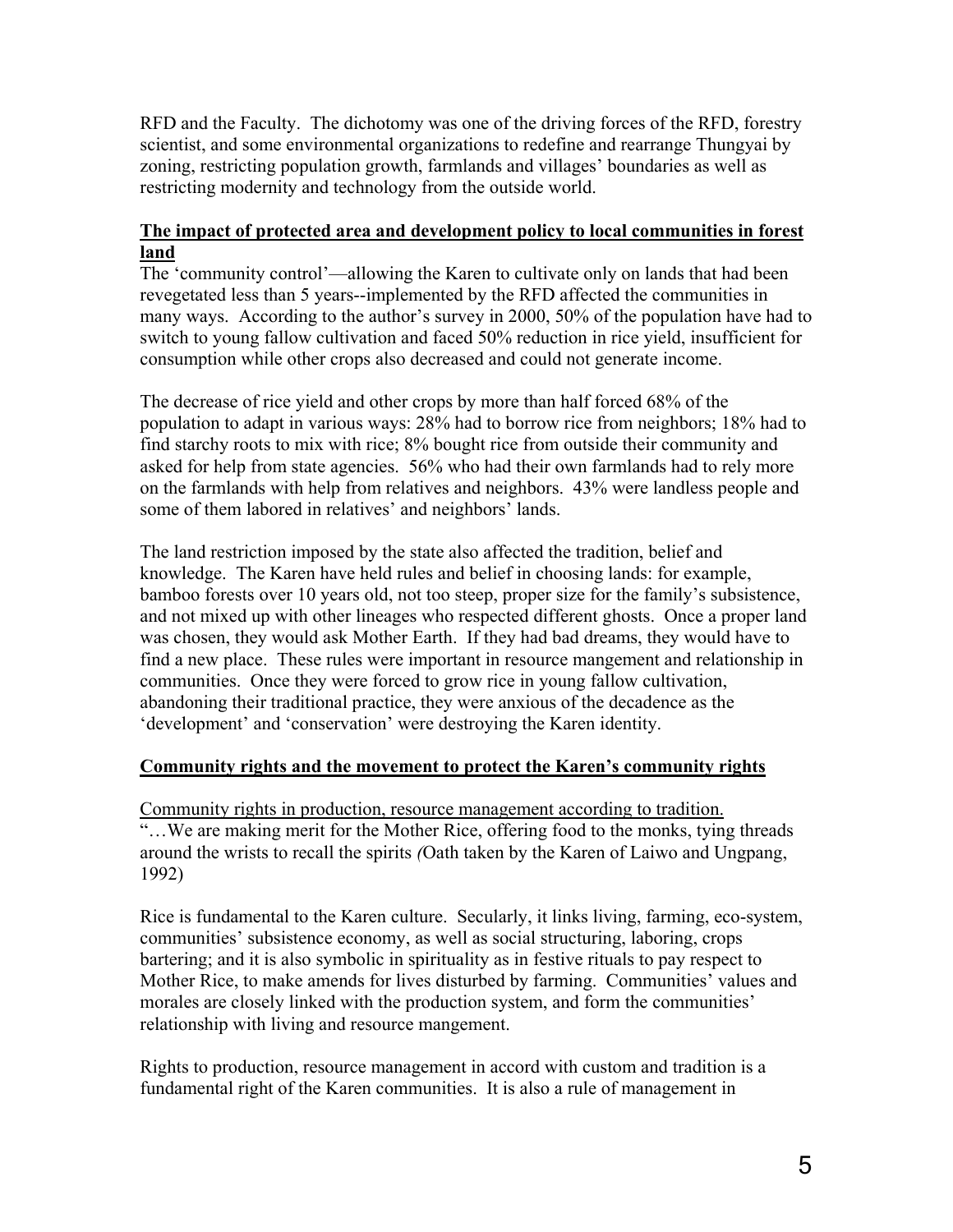RFD and the Faculty. The dichotomy was one of the driving forces of the RFD, forestry scientist, and some environmental organizations to redefine and rearrange Thungyai by zoning, restricting population growth, farmlands and villages' boundaries as well as restricting modernity and technology from the outside world.

## The impact of protected area and development policy to local communities in forest land

The 'community control'—allowing the Karen to cultivate only on lands that had been revegetated less than 5 years--implemented by the RFD affected the communities in many ways. According to the author's survey in 2000, 50% of the population have had to switch to young fallow cultivation and faced 50% reduction in rice yield, insufficient for consumption while other crops also decreased and could not generate income.

The decrease of rice yield and other crops by more than half forced 68% of the population to adapt in various ways: 28% had to borrow rice from neighbors; 18% had to find starchy roots to mix with rice; 8% bought rice from outside their community and asked for help from state agencies. 56% who had their own farmlands had to rely more on the farmlands with help from relatives and neighbors. 43% were landless people and some of them labored in relatives' and neighbors' lands.

The land restriction imposed by the state also affected the tradition, belief and knowledge. The Karen have held rules and belief in choosing lands: for example, bamboo forests over 10 years old, not too steep, proper size for the family's subsistence, and not mixed up with other lineages who respected different ghosts. Once a proper land was chosen, they would ask Mother Earth. If they had bad dreams, they would have to find a new place. These rules were important in resource mangement and relationship in communities. Once they were forced to grow rice in young fallow cultivation, abandoning their traditional practice, they were anxious of the decadence as the 'development' and 'conservation' were destroying the Karen identity.

## Community rights and the movement to protect the Karen's community rights

Community rights in production, resource management according to tradition.
"…We are making merit for the Mother Rice, offering food to the monks, tying threads around the wrists to recall the spirits *(*Oath taken by the Karen of Laiwo and Ungpang, 1992)

Rice is fundamental to the Karen culture. Secularly, it links living, farming, eco-system, communities' subsistence economy, as well as social structuring, laboring, crops bartering; and it is also symbolic in spirituality as in festive rituals to pay respect to Mother Rice, to make amends for lives disturbed by farming. Communities' values and morales are closely linked with the production system, and form the communities' relationship with living and resource mangement.

Rights to production, resource management in accord with custom and tradition is a fundamental right of the Karen communities. It is also a rule of management in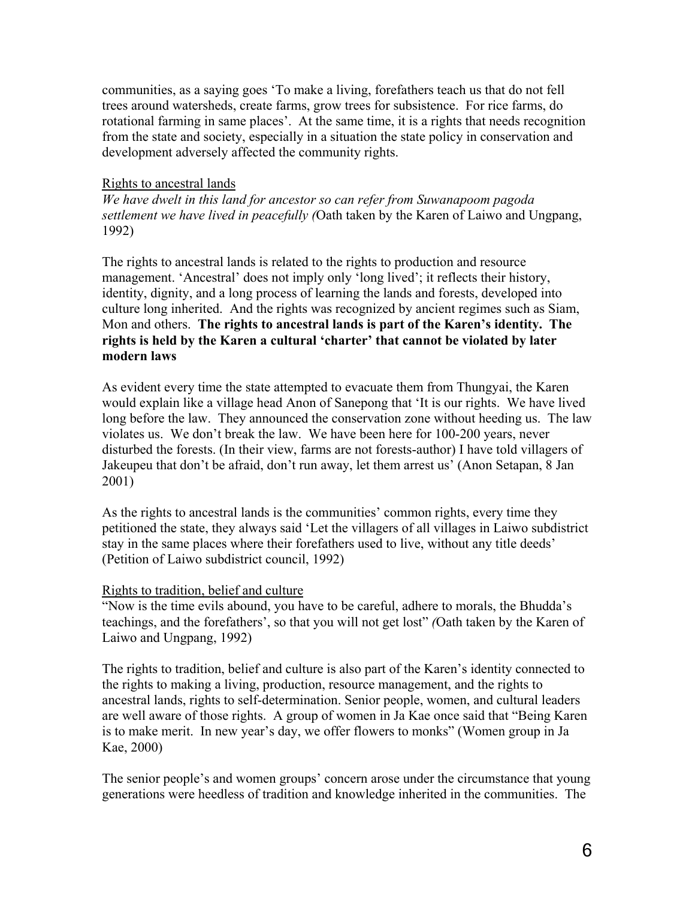communities, as a saying goes 'To make a living, forefathers teach us that do not fell trees around watersheds, create farms, grow trees for subsistence. For rice farms, do rotational farming in same places'. At the same time, it is a rights that needs recognition from the state and society, especially in a situation the state policy in conservation and development adversely affected the community rights.

Rights to ancestral lands

*We have dwelt in this land for ancestor so can refer from Suwanapoom pagoda settlement we have lived in peacefully (*Oath taken by the Karen of Laiwo and Ungpang, 1992)

The rights to ancestral lands is related to the rights to production and resource management. 'Ancestral' does not imply only 'long lived'; it reflects their history, identity, dignity, and a long process of learning the lands and forests, developed into culture long inherited. And the rights was recognized by ancient regimes such as Siam, Mon and others. **The rights to ancestral lands is part of the Karen's identity. The rights is held by the Karen a cultural 'charter' that cannot be violated by later modern laws**

As evident every time the state attempted to evacuate them from Thungyai, the Karen would explain like a village head Anon of Sanepong that 'It is our rights. We have lived long before the law. They announced the conservation zone without heeding us. The law violates us. We don't break the law. We have been here for 100-200 years, never disturbed the forests. (In their view, farms are not forests-author) I have told villagers of Jakeupeu that don't be afraid, don't run away, let them arrest us' (Anon Setapan, 8 Jan 2001)

As the rights to ancestral lands is the communities' common rights, every time they petitioned the state, they always said 'Let the villagers of all villages in Laiwo subdistrict stay in the same places where their forefathers used to live, without any title deeds' (Petition of Laiwo subdistrict council, 1992)

Rights to tradition, belief and culture

"Now is the time evils abound, you have to be careful, adhere to morals, the Bhudda's teachings, and the forefathers', so that you will not get lost" *(*Oath taken by the Karen of Laiwo and Ungpang, 1992)

The rights to tradition, belief and culture is also part of the Karen's identity connected to the rights to making a living, production, resource management, and the rights to ancestral lands, rights to self-determination. Senior people, women, and cultural leaders are well aware of those rights. A group of women in Ja Kae once said that "Being Karen is to make merit. In new year's day, we offer flowers to monks" (Women group in Ja Kae, 2000)

The senior people's and women groups' concern arose under the circumstance that young generations were heedless of tradition and knowledge inherited in the communities. The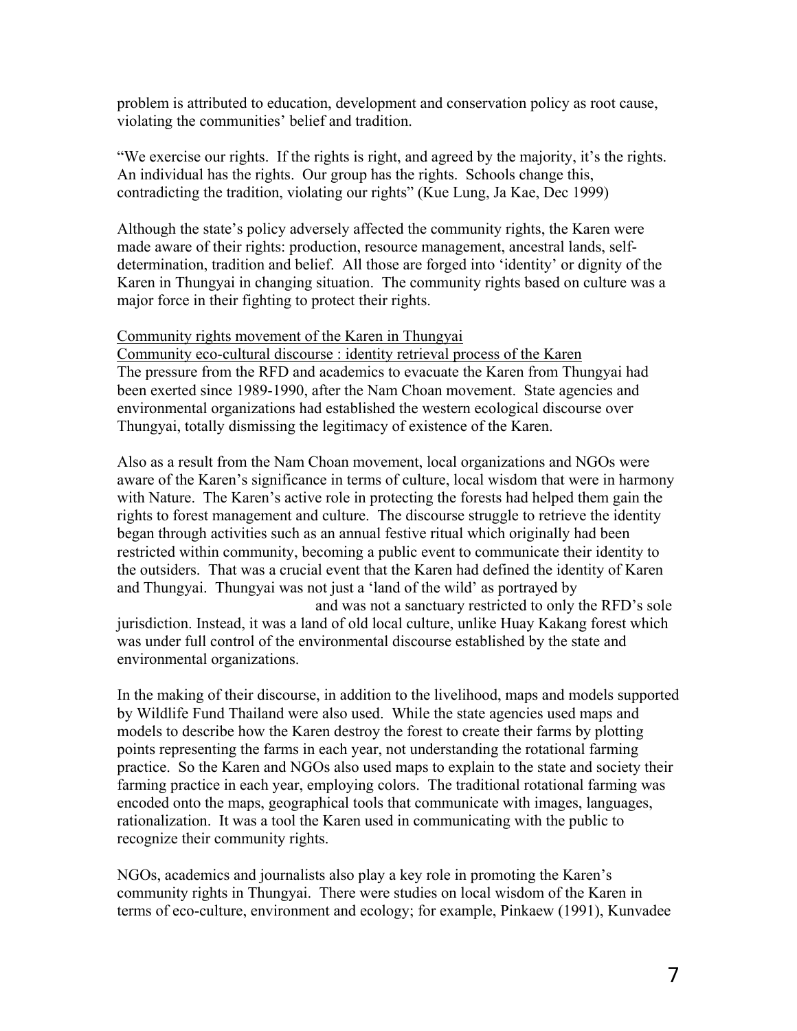problem is attributed to education, development and conservation policy as root cause, violating the communities' belief and tradition.

"We exercise our rights. If the rights is right, and agreed by the majority, it's the rights. An individual has the rights. Our group has the rights. Schools change this, contradicting the tradition, violating our rights" (Kue Lung, Ja Kae, Dec 1999)

Although the state's policy adversely affected the community rights, the Karen were made aware of their rights: production, resource management, ancestral lands, self-determination, tradition and belief. All those are forged into 'identity' or dignity of the Karen in Thungyai in changing situation. The community rights based on culture was a major force in their fighting to protect their rights.

<u>Community rights movement of the Karen in Thungyai</u>

<u>Community eco-cultural discourse : identity retrieval process of the Karen</u>

The pressure from the RFD and academics to evacuate the Karen from Thungyai had been exerted since 1989-1990, after the Nam Choan movement. State agencies and environmental organizations had established the western ecological discourse over Thungyai, totally dismissing the legitimacy of existence of the Karen.

Also as a result from the Nam Choan movement, local organizations and NGOs were aware of the Karen's significance in terms of culture, local wisdom that were in harmony with Nature. The Karen's active role in protecting the forests had helped them gain the rights to forest management and culture. The discourse struggle to retrieve the identity began through activities such as an annual festive ritual which originally had been restricted within community, becoming a public event to communicate their identity to the outsiders. That was a crucial event that the Karen had defined the identity of Karen and Thungyai. Thungyai was not just a 'land of the wild' as portrayed by and was not a sanctuary restricted to only the RFD's sole jurisdiction. Instead, it was a land of old local culture, unlike Huay Kakang forest which was under full control of the environmental discourse established by the state and environmental organizations.

In the making of their discourse, in addition to the livelihood, maps and models supported by Wildlife Fund Thailand were also used. While the state agencies used maps and models to describe how the Karen destroy the forest to create their farms by plotting points representing the farms in each year, not understanding the rotational farming practice. So the Karen and NGOs also used maps to explain to the state and society their farming practice in each year, employing colors. The traditional rotational farming was encoded onto the maps, geographical tools that communicate with images, languages, rationalization. It was a tool the Karen used in communicating with the public to recognize their community rights.

NGOs, academics and journalists also play a key role in promoting the Karen's community rights in Thungyai. There were studies on local wisdom of the Karen in terms of eco-culture, environment and ecology; for example, Pinkaew (1991), Kunvadee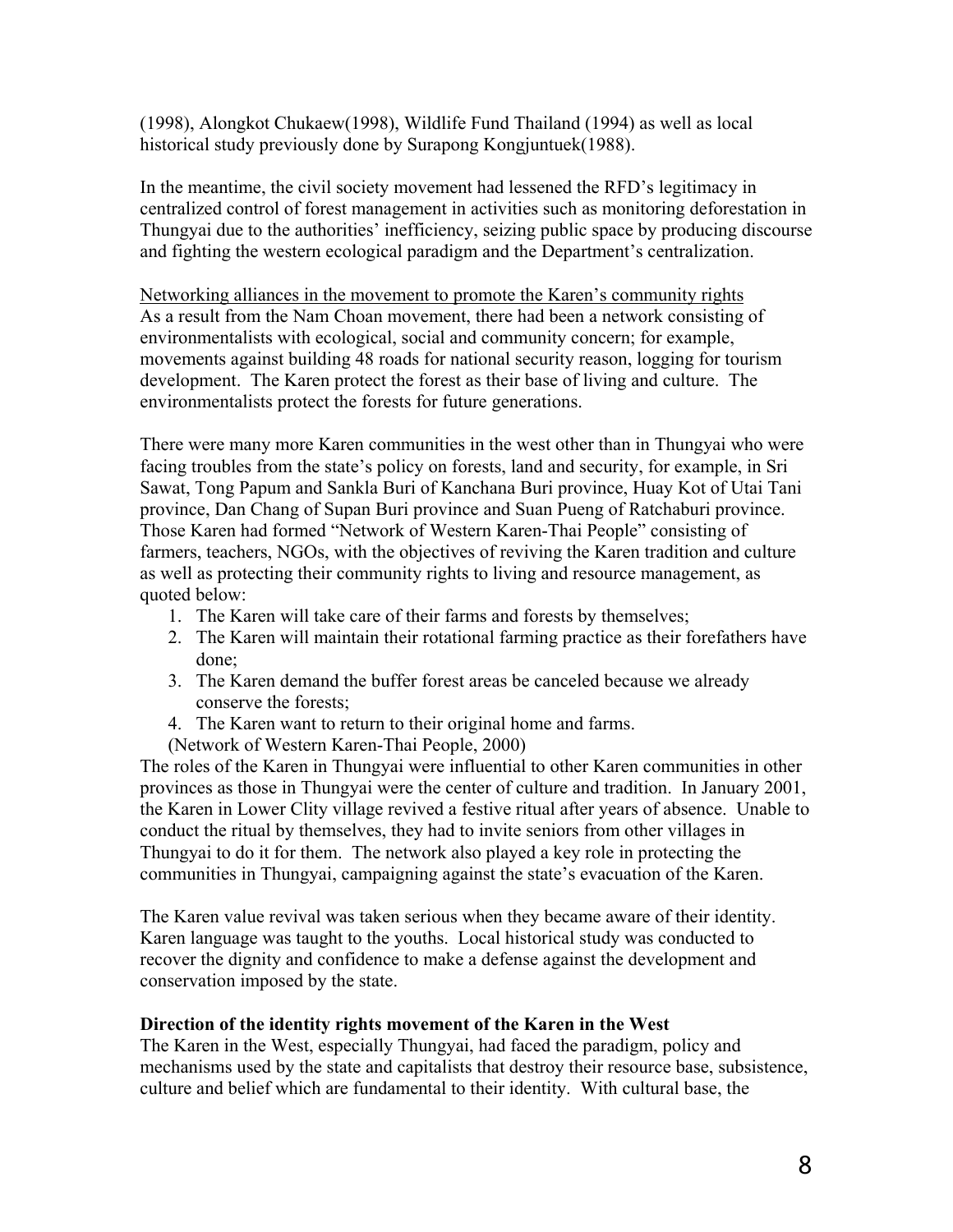(1998), Alongkot Chukaew(1998), Wildlife Fund Thailand (1994) as well as local historical study previously done by Surapong Kongjuntuek(1988).

In the meantime, the civil society movement had lessened the RFD's legitimacy in centralized control of forest management in activities such as monitoring deforestation in Thungyai due to the authorities' inefficiency, seizing public space by producing discourse and fighting the western ecological paradigm and the Department's centralization.

<u>Networking alliances in the movement to promote the Karen's community rights</u>
As a result from the Nam Choan movement, there had been a network consisting of environmentalists with ecological, social and community concern; for example, movements against building 48 roads for national security reason, logging for tourism development. The Karen protect the forest as their base of living and culture. The environmentalists protect the forests for future generations.

There were many more Karen communities in the west other than in Thungyai who were facing troubles from the state's policy on forests, land and security, for example, in Sri Sawat, Tong Papum and Sankla Buri of Kanchana Buri province, Huay Kot of Utai Tani province, Dan Chang of Supan Buri province and Suan Pueng of Ratchaburi province. Those Karen had formed "Network of Western Karen-Thai People" consisting of farmers, teachers, NGOs, with the objectives of reviving the Karen tradition and culture as well as protecting their community rights to living and resource management, as quoted below:

1. The Karen will take care of their farms and forests by themselves;
2. The Karen will maintain their rotational farming practice as their forefathers have done;
3. The Karen demand the buffer forest areas be canceled because we already conserve the forests;
4. The Karen want to return to their original home and farms.

(Network of Western Karen-Thai People, 2000)

The roles of the Karen in Thungyai were influential to other Karen communities in other provinces as those in Thungyai were the center of culture and tradition. In January 2001, the Karen in Lower Clity village revived a festive ritual after years of absence. Unable to conduct the ritual by themselves, they had to invite seniors from other villages in Thungyai to do it for them. The network also played a key role in protecting the communities in Thungyai, campaigning against the state's evacuation of the Karen.

The Karen value revival was taken serious when they became aware of their identity. Karen language was taught to the youths. Local historical study was conducted to recover the dignity and confidence to make a defense against the development and conservation imposed by the state.

**Direction of the identity rights movement of the Karen in the West**
The Karen in the West, especially Thungyai, had faced the paradigm, policy and mechanisms used by the state and capitalists that destroy their resource base, subsistence, culture and belief which are fundamental to their identity. With cultural base, the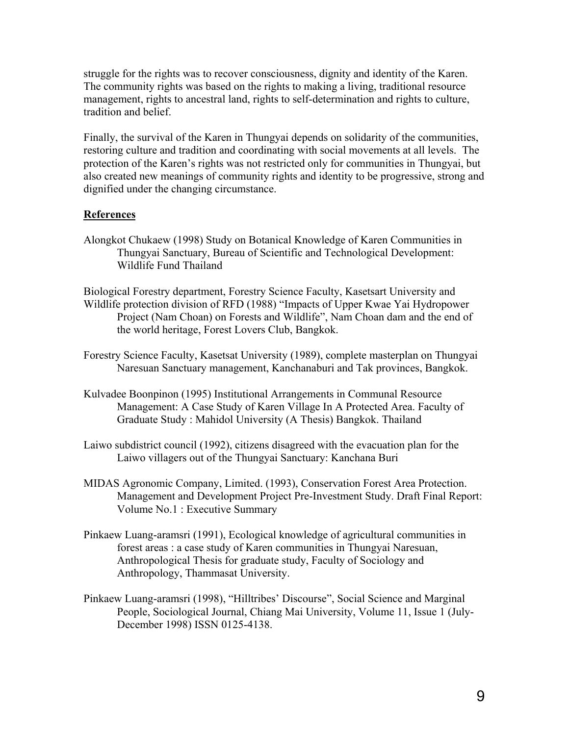struggle for the rights was to recover consciousness, dignity and identity of the Karen. The community rights was based on the rights to making a living, traditional resource management, rights to ancestral land, rights to self-determination and rights to culture, tradition and belief.

Finally, the survival of the Karen in Thungyai depends on solidarity of the communities, restoring culture and tradition and coordinating with social movements at all levels. The protection of the Karen's rights was not restricted only for communities in Thungyai, but also created new meanings of community rights and identity to be progressive, strong and dignified under the changing circumstance.

## References

Alongkot Chukaew (1998) Study on Botanical Knowledge of Karen Communities in Thungyai Sanctuary, Bureau of Scientific and Technological Development: Wildlife Fund Thailand

Biological Forestry department, Forestry Science Faculty, Kasetsart University and Wildlife protection division of RFD (1988) "Impacts of Upper Kwae Yai Hydropower Project (Nam Choan) on Forests and Wildlife", Nam Choan dam and the end of the world heritage, Forest Lovers Club, Bangkok.

Forestry Science Faculty, Kasetsat University (1989), complete masterplan on Thungyai Naresuan Sanctuary management, Kanchanaburi and Tak provinces, Bangkok.

Kulvadee Boonpinon (1995) Institutional Arrangements in Communal Resource Management: A Case Study of Karen Village In A Protected Area. Faculty of Graduate Study : Mahidol University (A Thesis) Bangkok. Thailand

Laiwo subdistrict council (1992), citizens disagreed with the evacuation plan for the Laiwo villagers out of the Thungyai Sanctuary: Kanchana Buri

MIDAS Agronomic Company, Limited. (1993), Conservation Forest Area Protection. Management and Development Project Pre-Investment Study. Draft Final Report: Volume No.1 : Executive Summary

Pinkaew Luang-aramsri (1991), Ecological knowledge of agricultural communities in forest areas : a case study of Karen communities in Thungyai Naresuan, Anthropological Thesis for graduate study, Faculty of Sociology and Anthropology, Thammasat University.

Pinkaew Luang-aramsri (1998), "Hilltribes' Discourse", Social Science and Marginal People, Sociological Journal, Chiang Mai University, Volume 11, Issue 1 (July-December 1998) ISSN 0125-4138.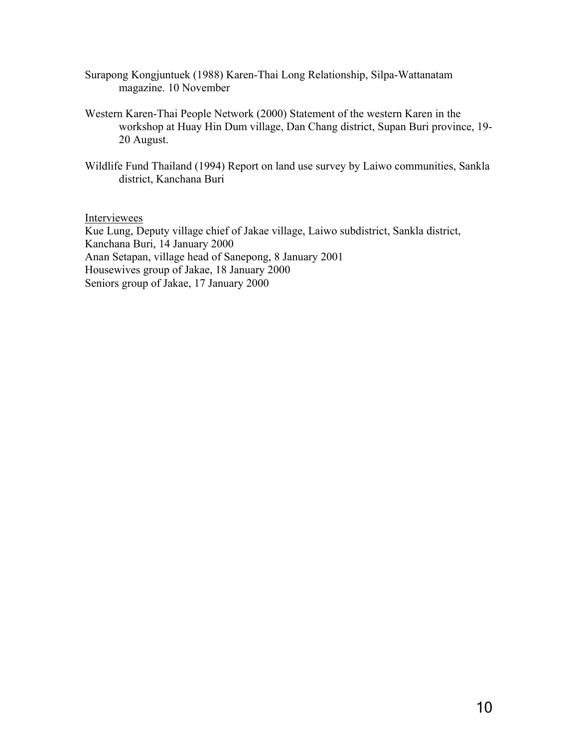Surapong Kongjuntuek (1988) Karen-Thai Long Relationship, Silpa-Wattanatam magazine. 10 November

Western Karen-Thai People Network (2000) Statement of the western Karen in the workshop at Huay Hin Dum village, Dan Chang district, Supan Buri province, 19-20 August.

Wildlife Fund Thailand (1994) Report on land use survey by Laiwo communities, Sankla district, Kanchana Buri

<u>Interviewees</u>

Kue Lung, Deputy village chief of Jakae village, Laiwo subdistrict, Sankla district, Kanchana Buri, 14 January 2000  
Anan Setapan, village head of Sanepong, 8 January 2001  
Housewives group of Jakae, 18 January 2000  
Seniors group of Jakae, 17 January 2000